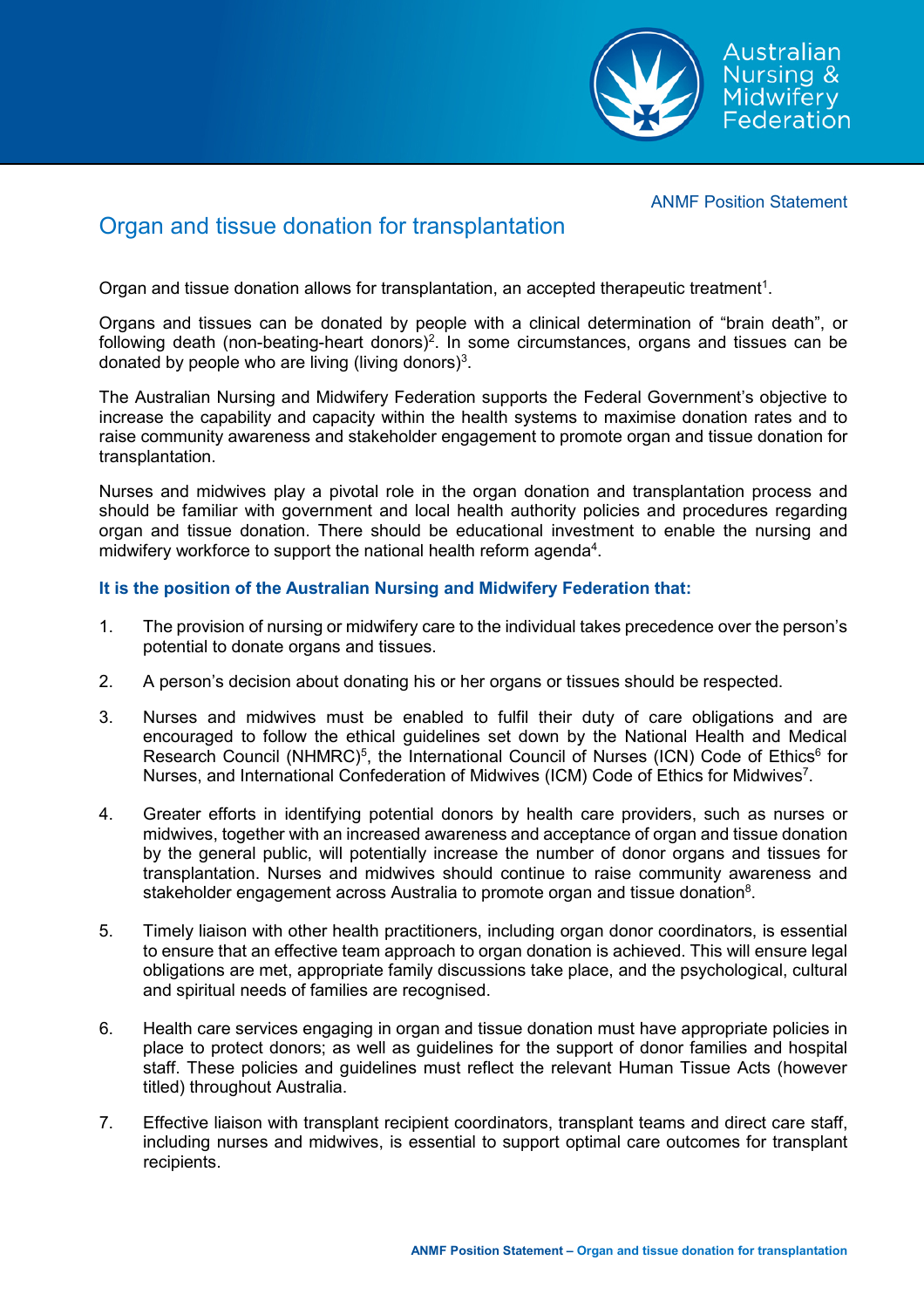Australian Nursing & Midwifery Federation

ANMF Position Statement

# Organ and tissue donation for transplantation

Organ and tissue donation allows for transplantation, an accepted therapeutic treatment[1].

Organs and tissues can be donated by people with a clinical determination of "brain death", or following death (non-beating-heart donors)[2]. In some circumstances, organs and tissues can be donated by people who are living (living donors)[3].

The Australian Nursing and Midwifery Federation supports the Federal Government's objective to increase the capability and capacity within the health systems to maximise donation rates and to raise community awareness and stakeholder engagement to promote organ and tissue donation for transplantation.

Nurses and midwives play a pivotal role in the organ donation and transplantation process and should be familiar with government and local health authority policies and procedures regarding organ and tissue donation. There should be educational investment to enable the nursing and midwifery workforce to support the national health reform agenda[4].

**It is the position of the Australian Nursing and Midwifery Federation that:**

1. The provision of nursing or midwifery care to the individual takes precedence over the person's potential to donate organs and tissues.
2. A person's decision about donating his or her organs or tissues should be respected.
3. Nurses and midwives must be enabled to fulfil their duty of care obligations and are encouraged to follow the ethical guidelines set down by the National Health and Medical Research Council (NHMRC)[5], the International Council of Nurses (ICN) Code of Ethics[6] for Nurses, and International Confederation of Midwives (ICM) Code of Ethics for Midwives[7].
4. Greater efforts in identifying potential donors by health care providers, such as nurses or midwives, together with an increased awareness and acceptance of organ and tissue donation by the general public, will potentially increase the number of donor organs and tissues for transplantation. Nurses and midwives should continue to raise community awareness and stakeholder engagement across Australia to promote organ and tissue donation[8].
5. Timely liaison with other health practitioners, including organ donor coordinators, is essential to ensure that an effective team approach to organ donation is achieved. This will ensure legal obligations are met, appropriate family discussions take place, and the psychological, cultural and spiritual needs of families are recognised.
6. Health care services engaging in organ and tissue donation must have appropriate policies in place to protect donors; as well as guidelines for the support of donor families and hospital staff. These policies and guidelines must reflect the relevant Human Tissue Acts (however titled) throughout Australia.
7. Effective liaison with transplant recipient coordinators, transplant teams and direct care staff, including nurses and midwives, is essential to support optimal care outcomes for transplant recipients.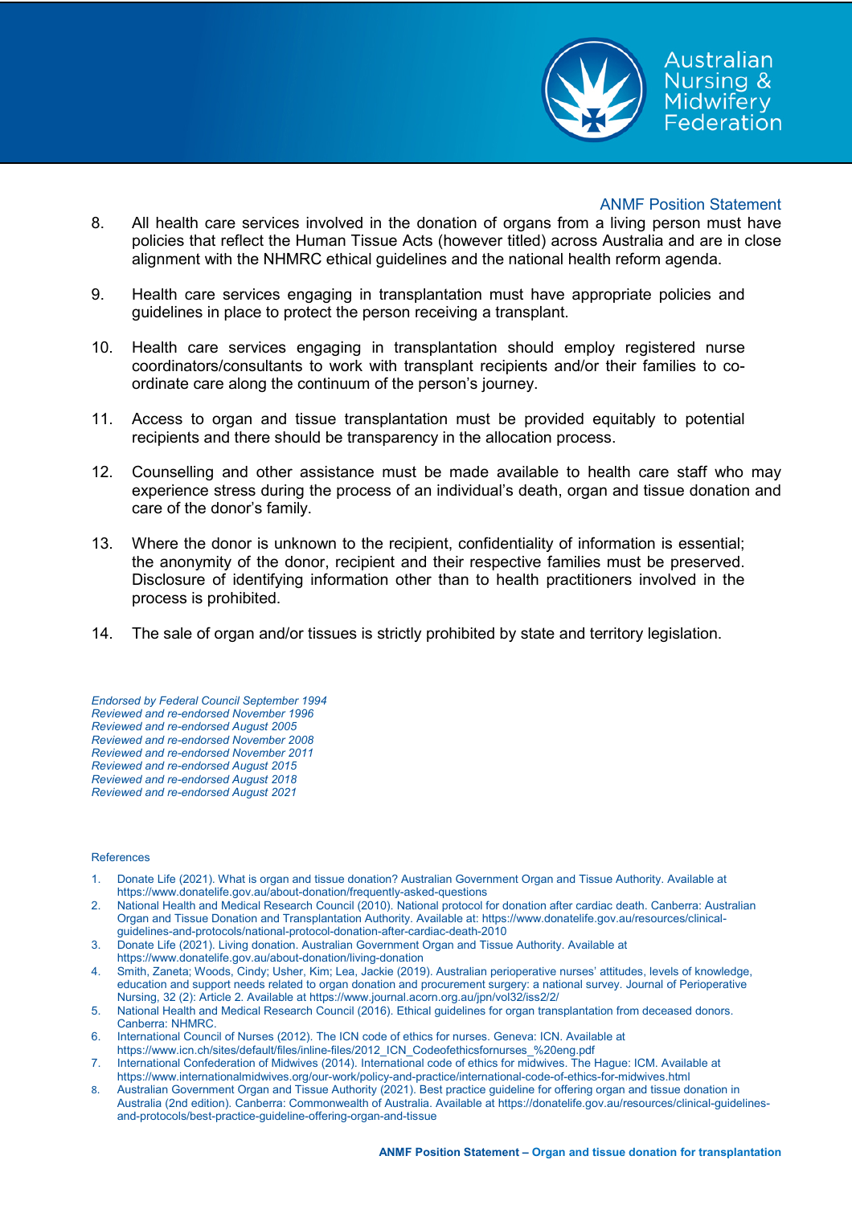8. All health care services involved in the donation of organs from a living person must have policies that reflect the Human Tissue Acts (however titled) across Australia and are in close alignment with the NHMRC ethical guidelines and the national health reform agenda.

9. Health care services engaging in transplantation must have appropriate policies and guidelines in place to protect the person receiving a transplant.

10. Health care services engaging in transplantation should employ registered nurse coordinators/consultants to work with transplant recipients and/or their families to co-ordinate care along the continuum of the person's journey.

11. Access to organ and tissue transplantation must be provided equitably to potential recipients and there should be transparency in the allocation process.

12. Counselling and other assistance must be made available to health care staff who may experience stress during the process of an individual's death, organ and tissue donation and care of the donor's family.

13. Where the donor is unknown to the recipient, confidentiality of information is essential; the anonymity of the donor, recipient and their respective families must be preserved. Disclosure of identifying information other than to health practitioners involved in the process is prohibited.

14. The sale of organ and/or tissues is strictly prohibited by state and territory legislation.

*Endorsed by Federal Council September 1994*
*Reviewed and re-endorsed November 1996*
*Reviewed and re-endorsed August 2005*
*Reviewed and re-endorsed November 2008*
*Reviewed and re-endorsed November 2011*
*Reviewed and re-endorsed August 2015*
*Reviewed and re-endorsed August 2018*
*Reviewed and re-endorsed August 2021*

References

1. Donate Life (2021). What is organ and tissue donation? Australian Government Organ and Tissue Authority. Available at https://www.donatelife.gov.au/about-donation/frequently-asked-questions
2. National Health and Medical Research Council (2010). National protocol for donation after cardiac death. Canberra: Australian Organ and Tissue Donation and Transplantation Authority. Available at: https://www.donatelife.gov.au/resources/clinical-guidelines-and-protocols/national-protocol-donation-after-cardiac-death-2010
3. Donate Life (2021). Living donation. Australian Government Organ and Tissue Authority. Available at https://www.donatelife.gov.au/about-donation/living-donation
4. Smith, Zaneta; Woods, Cindy; Usher, Kim; Lea, Jackie (2019). Australian perioperative nurses' attitudes, levels of knowledge, education and support needs related to organ donation and procurement surgery: a national survey. Journal of Perioperative Nursing, 32 (2): Article 2. Available at https://www.journal.acorn.org.au/jpn/vol32/iss2/2/
5. National Health and Medical Research Council (2016). Ethical guidelines for organ transplantation from deceased donors. Canberra: NHMRC.
6. International Council of Nurses (2012). The ICN code of ethics for nurses. Geneva: ICN. Available at https://www.icn.ch/sites/default/files/inline-files/2012_ICN_Codeofethicsfornurses_%20eng.pdf
7. International Confederation of Midwives (2014). International code of ethics for midwives. The Hague: ICM. Available at https://www.internationalmidwives.org/our-work/policy-and-practice/international-code-of-ethics-for-midwives.html
8. Australian Government Organ and Tissue Authority (2021). Best practice guideline for offering organ and tissue donation in Australia (2nd edition). Canberra: Commonwealth of Australia. Available at https://donatelife.gov.au/resources/clinical-guidelines-and-protocols/best-practice-guideline-offering-organ-and-tissue